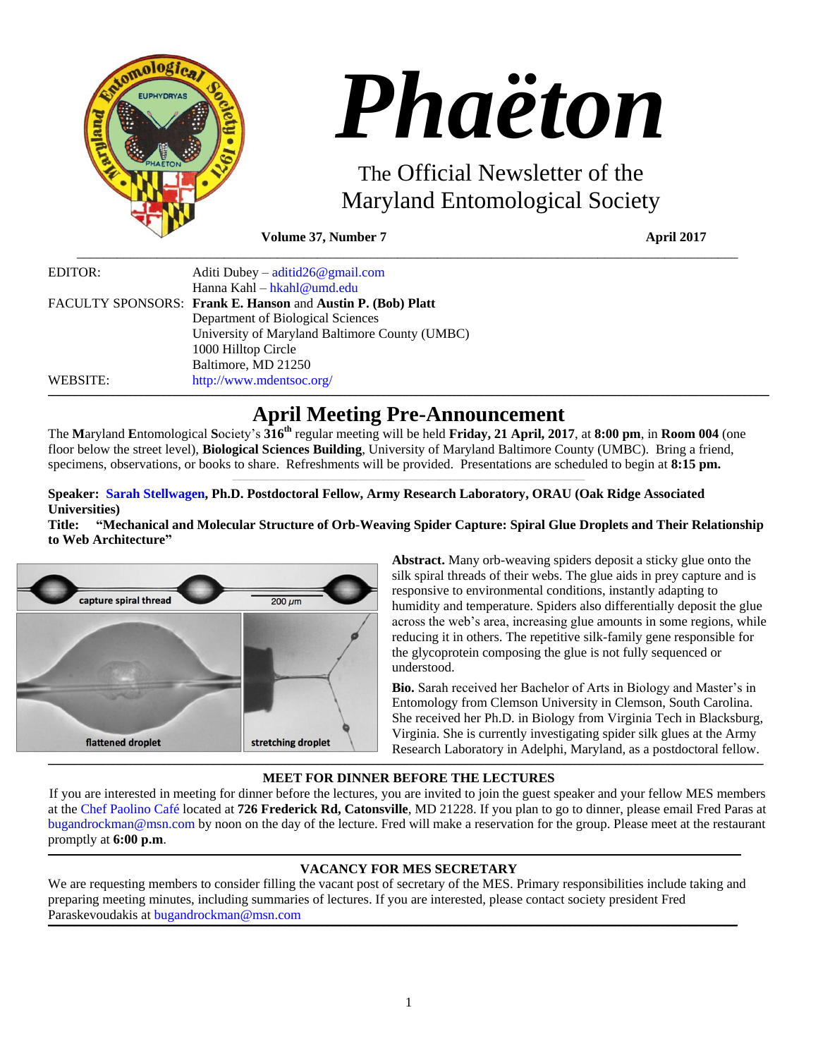# Phaëton

The Official Newsletter of the Maryland Entomological Society

**Volume 37, Number 7** **April 2017**

EDITOR: Aditi Dubey – aditid26@gmail.com
Hanna Kahl – hkahl@umd.edu

FACULTY SPONSORS: **Frank E. Hanson** and **Austin P. (Bob) Platt**
Department of Biological Sciences
University of Maryland Baltimore County (UMBC)
1000 Hilltop Circle
Baltimore, MD 21250

WEBSITE: http://www.mdentsoc.org/

## April Meeting Pre-Announcement

The **M**aryland **E**ntomological **S**ociety's **316th** regular meeting will be held **Friday, 21 April, 2017**, at **8:00 pm**, in **Room 004** (one floor below the street level), **Biological Sciences Building**, University of Maryland Baltimore County (UMBC). Bring a friend, specimens, observations, or books to share. Refreshments will be provided. Presentations are scheduled to begin at **8:15 pm.**

**Speaker: Sarah Stellwagen, Ph.D. Postdoctoral Fellow, Army Research Laboratory, ORAU (Oak Ridge Associated Universities)**

**Title: "Mechanical and Molecular Structure of Orb-Weaving Spider Capture: Spiral Glue Droplets and Their Relationship to Web Architecture"**

capture spiral thread 200 μm

flattened droplet

stretching droplet

**Abstract.** Many orb-weaving spiders deposit a sticky glue onto the silk spiral threads of their webs. The glue aids in prey capture and is responsive to environmental conditions, instantly adapting to humidity and temperature. Spiders also differentially deposit the glue across the web's area, increasing glue amounts in some regions, while reducing it in others. The repetitive silk-family gene responsible for the glycoprotein composing the glue is not fully sequenced or understood.

**Bio.** Sarah received her Bachelor of Arts in Biology and Master's in Entomology from Clemson University in Clemson, South Carolina. She received her Ph.D. in Biology from Virginia Tech in Blacksburg, Virginia. She is currently investigating spider silk glues at the Army Research Laboratory in Adelphi, Maryland, as a postdoctoral fellow.

### MEET FOR DINNER BEFORE THE LECTURES

If you are interested in meeting for dinner before the lectures, you are invited to join the guest speaker and your fellow MES members at the Chef Paolino Café located at **726 Frederick Rd, Catonsville**, MD 21228. If you plan to go to dinner, please email Fred Paras at bugandrockman@msn.com by noon on the day of the lecture. Fred will make a reservation for the group. Please meet at the restaurant promptly at **6:00 p.m**.

### VACANCY FOR MES SECRETARY

We are requesting members to consider filling the vacant post of secretary of the MES. Primary responsibilities include taking and preparing meeting minutes, including summaries of lectures. If you are interested, please contact society president Fred Paraskevoudakis at bugandrockman@msn.com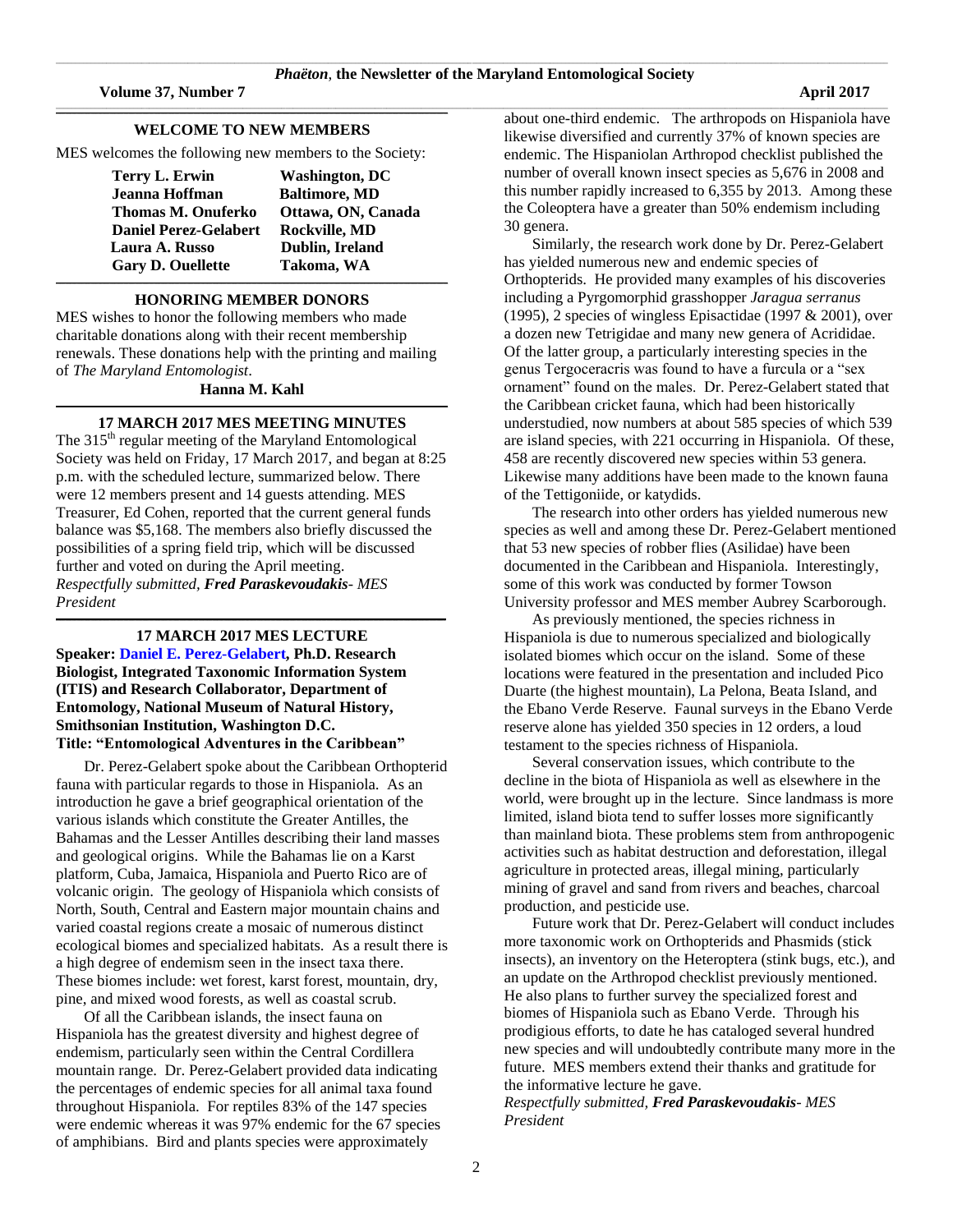## WELCOME TO NEW MEMBERS

MES welcomes the following new members to the Society:

| | |
|---|---|
| **Terry L. Erwin** | **Washington, DC** |
| **Jeanna Hoffman** | **Baltimore, MD** |
| **Thomas M. Onuferko** | **Ottawa, ON, Canada** |
| **Daniel Perez-Gelabert** | **Rockville, MD** |
| **Laura A. Russo** | **Dublin, Ireland** |
| **Gary D. Ouellette** | **Takoma, WA** |

## HONORING MEMBER DONORS

MES wishes to honor the following members who made charitable donations along with their recent membership renewals. These donations help with the printing and mailing of *The Maryland Entomologist*.

**Hanna M. Kahl**

## 17 MARCH 2017 MES MEETING MINUTES

The 315th regular meeting of the Maryland Entomological Society was held on Friday, 17 March 2017, and began at 8:25 p.m. with the scheduled lecture, summarized below. There were 12 members present and 14 guests attending. MES Treasurer, Ed Cohen, reported that the current general funds balance was $5,168. The members also briefly discussed the possibilities of a spring field trip, which will be discussed further and voted on during the April meeting.

*Respectfully submitted, **Fred Paraskevoudakis**- MES President*

## 17 MARCH 2017 MES LECTURE

**Speaker: Daniel E. Perez-Gelabert, Ph.D. Research Biologist, Integrated Taxonomic Information System (ITIS) and Research Collaborator, Department of Entomology, National Museum of Natural History, Smithsonian Institution, Washington D.C.**
**Title: "Entomological Adventures in the Caribbean"**

Dr. Perez-Gelabert spoke about the Caribbean Orthopterid fauna with particular regards to those in Hispaniola. As an introduction he gave a brief geographical orientation of the various islands which constitute the Greater Antilles, the Bahamas and the Lesser Antilles describing their land masses and geological origins. While the Bahamas lie on a Karst platform, Cuba, Jamaica, Hispaniola and Puerto Rico are of volcanic origin. The geology of Hispaniola which consists of North, South, Central and Eastern major mountain chains and varied coastal regions create a mosaic of numerous distinct ecological biomes and specialized habitats. As a result there is a high degree of endemism seen in the insect taxa there. These biomes include: wet forest, karst forest, mountain, dry, pine, and mixed wood forests, as well as coastal scrub.

Of all the Caribbean islands, the insect fauna on Hispaniola has the greatest diversity and highest degree of endemism, particularly seen within the Central Cordillera mountain range. Dr. Perez-Gelabert provided data indicating the percentages of endemic species for all animal taxa found throughout Hispaniola. For reptiles 83% of the 147 species were endemic whereas it was 97% endemic for the 67 species of amphibians. Bird and plants species were approximately about one-third endemic. The arthropods on Hispaniola have likewise diversified and currently 37% of known species are endemic. The Hispaniolan Arthropod checklist published the number of overall known insect species as 5,676 in 2008 and this number rapidly increased to 6,355 by 2013. Among these the Coleoptera have a greater than 50% endemism including 30 genera.

Similarly, the research work done by Dr. Perez-Gelabert has yielded numerous new and endemic species of Orthopterids. He provided many examples of his discoveries including a Pyrgomorphid grasshopper *Jaragua serranus* (1995), 2 species of wingless Episactidae (1997 & 2001), over a dozen new Tetrigidae and many new genera of Acrididae. Of the latter group, a particularly interesting species in the genus Tergoceracris was found to have a furcula or a "sex ornament" found on the males. Dr. Perez-Gelabert stated that the Caribbean cricket fauna, which had been historically understudied, now numbers at about 585 species of which 539 are island species, with 221 occurring in Hispaniola. Of these, 458 are recently discovered new species within 53 genera. Likewise many additions have been made to the known fauna of the Tettigoniide, or katydids.

The research into other orders has yielded numerous new species as well and among these Dr. Perez-Gelabert mentioned that 53 new species of robber flies (Asilidae) have been documented in the Caribbean and Hispaniola. Interestingly, some of this work was conducted by former Towson University professor and MES member Aubrey Scarborough.

As previously mentioned, the species richness in Hispaniola is due to numerous specialized and biologically isolated biomes which occur on the island. Some of these locations were featured in the presentation and included Pico Duarte (the highest mountain), La Pelona, Beata Island, and the Ebano Verde Reserve. Faunal surveys in the Ebano Verde reserve alone has yielded 350 species in 12 orders, a loud testament to the species richness of Hispaniola.

Several conservation issues, which contribute to the decline in the biota of Hispaniola as well as elsewhere in the world, were brought up in the lecture. Since landmass is more limited, island biota tend to suffer losses more significantly than mainland biota. These problems stem from anthropogenic activities such as habitat destruction and deforestation, illegal agriculture in protected areas, illegal mining, particularly mining of gravel and sand from rivers and beaches, charcoal production, and pesticide use.

Future work that Dr. Perez-Gelabert will conduct includes more taxonomic work on Orthopterids and Phasmids (stick insects), an inventory on the Heteroptera (stink bugs, etc.), and an update on the Arthropod checklist previously mentioned. He also plans to further survey the specialized forest and biomes of Hispaniola such as Ebano Verde. Through his prodigious efforts, to date he has cataloged several hundred new species and will undoubtedly contribute many more in the future. MES members extend their thanks and gratitude for the informative lecture he gave.

*Respectfully submitted, **Fred Paraskevoudakis**- MES President*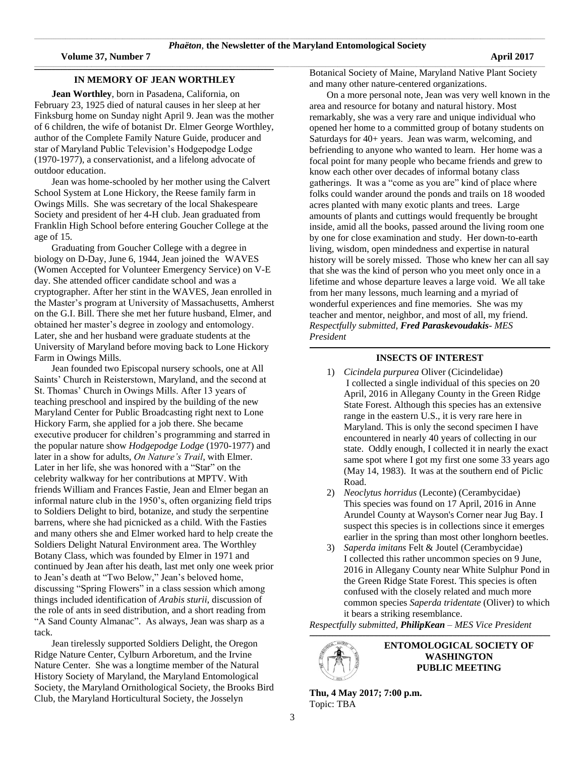## IN MEMORY OF JEAN WORTHLEY

**Jean Worthley**, born in Pasadena, California, on February 23, 1925 died of natural causes in her sleep at her Finksburg home on Sunday night April 9. Jean was the mother of 6 children, the wife of botanist Dr. Elmer George Worthley, author of the Complete Family Nature Guide, producer and star of Maryland Public Television's Hodgepodge Lodge (1970-1977), a conservationist, and a lifelong advocate of outdoor education.

Jean was home-schooled by her mother using the Calvert School System at Lone Hickory, the Reese family farm in Owings Mills. She was secretary of the local Shakespeare Society and president of her 4-H club. Jean graduated from Franklin High School before entering Goucher College at the age of 15.

Graduating from Goucher College with a degree in biology on D-Day, June 6, 1944, Jean joined the WAVES (Women Accepted for Volunteer Emergency Service) on V-E day. She attended officer candidate school and was a cryptographer. After her stint in the WAVES, Jean enrolled in the Master's program at University of Massachusetts, Amherst on the G.I. Bill. There she met her future husband, Elmer, and obtained her master's degree in zoology and entomology. Later, she and her husband were graduate students at the University of Maryland before moving back to Lone Hickory Farm in Owings Mills.

Jean founded two Episcopal nursery schools, one at All Saints' Church in Reisterstown, Maryland, and the second at St. Thomas' Church in Owings Mills. After 13 years of teaching preschool and inspired by the building of the new Maryland Center for Public Broadcasting right next to Lone Hickory Farm, she applied for a job there. She became executive producer for children's programming and starred in the popular nature show *Hodgepodge Lodge* (1970-1977) and later in a show for adults, *On Nature's Trail*, with Elmer. Later in her life, she was honored with a "Star" on the celebrity walkway for her contributions at MPTV. With friends William and Frances Fastie, Jean and Elmer began an informal nature club in the 1950's, often organizing field trips to Soldiers Delight to bird, botanize, and study the serpentine barrens, where she had picnicked as a child. With the Fasties and many others she and Elmer worked hard to help create the Soldiers Delight Natural Environment area. The Worthley Botany Class, which was founded by Elmer in 1971 and continued by Jean after his death, last met only one week prior to Jean's death at "Two Below," Jean's beloved home, discussing "Spring Flowers" in a class session which among things included identification of *Arabis sturii*, discussion of the role of ants in seed distribution, and a short reading from "A Sand County Almanac". As always, Jean was sharp as a tack.

Jean tirelessly supported Soldiers Delight, the Oregon Ridge Nature Center, Cylburn Arboretum, and the Irvine Nature Center. She was a longtime member of the Natural History Society of Maryland, the Maryland Entomological Society, the Maryland Ornithological Society, the Brooks Bird Club, the Maryland Horticultural Society, the Josselyn Botanical Society of Maine, Maryland Native Plant Society and many other nature-centered organizations.

On a more personal note, Jean was very well known in the area and resource for botany and natural history. Most remarkably, she was a very rare and unique individual who opened her home to a committed group of botany students on Saturdays for 40+ years. Jean was warm, welcoming, and befriending to anyone who wanted to learn. Her home was a focal point for many people who became friends and grew to know each other over decades of informal botany class gatherings. It was a "come as you are" kind of place where folks could wander around the ponds and trails on 18 wooded acres planted with many exotic plants and trees. Large amounts of plants and cuttings would frequently be brought inside, amid all the books, passed around the living room one by one for close examination and study. Her down-to-earth living, wisdom, open mindedness and expertise in natural history will be sorely missed. Those who knew her can all say that she was the kind of person who you meet only once in a lifetime and whose departure leaves a large void. We all take from her many lessons, much learning and a myriad of wonderful experiences and fine memories. She was my teacher and mentor, neighbor, and most of all, my friend.

*Respectfully submitted, **Fred Paraskevoudakis**- MES President*

## INSECTS OF INTEREST

1) *Cicindela purpurea* Oliver (Cicindelidae)
   I collected a single individual of this species on 20 April, 2016 in Allegany County in the Green Ridge State Forest. Although this species has an extensive range in the eastern U.S., it is very rare here in Maryland. This is only the second specimen I have encountered in nearly 40 years of collecting in our state. Oddly enough, I collected it in nearly the exact same spot where I got my first one some 33 years ago (May 14, 1983). It was at the southern end of Piclic Road.
2) *Neoclytus horridus* (Leconte) (Cerambycidae)
   This species was found on 17 April, 2016 in Anne Arundel County at Wayson's Corner near Jug Bay. I suspect this species is in collections since it emerges earlier in the spring than most other longhorn beetles.
3) *Saperda imitans* Felt & Joutel (Cerambycidae)
   I collected this rather uncommon species on 9 June, 2016 in Allegany County near White Sulphur Pond in the Green Ridge State Forest. This species is often confused with the closely related and much more common species *Saperda tridentate* (Oliver) to which it bears a striking resemblance.

*Respectfully submitted, **PhilipKean** – MES Vice President*

## ENTOMOLOGICAL SOCIETY OF WASHINGTON PUBLIC MEETING

**Thu, 4 May 2017; 7:00 p.m.**
Topic: TBA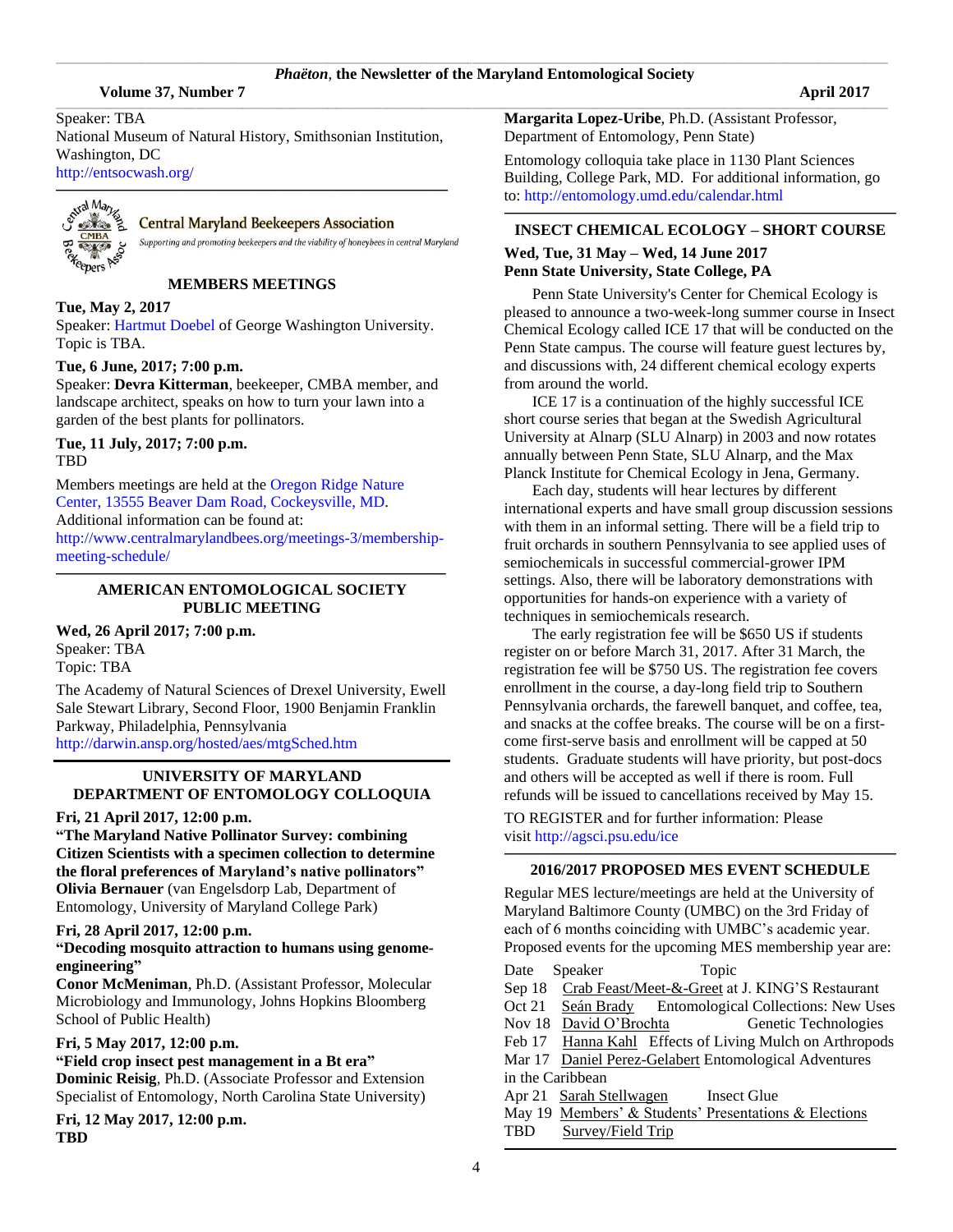Speaker: TBA
National Museum of Natural History, Smithsonian Institution, Washington, DC
http://entsocwash.org/

Central Maryland Beekeepers Association
*Supporting and promoting beekeepers and the viability of honeybees in central Maryland*

### MEMBERS MEETINGS

**Tue, May 2, 2017**
Speaker: Hartmut Doebel of George Washington University. Topic is TBA.

**Tue, 6 June, 2017; 7:00 p.m.**
Speaker: **Devra Kitterman**, beekeeper, CMBA member, and landscape architect, speaks on how to turn your lawn into a garden of the best plants for pollinators.

**Tue, 11 July, 2017; 7:00 p.m.**
TBD

Members meetings are held at the Oregon Ridge Nature Center, 13555 Beaver Dam Road, Cockeysville, MD. Additional information can be found at: http://www.centralmarylandbees.org/meetings-3/membership-meeting-schedule/

### AMERICAN ENTOMOLOGICAL SOCIETY PUBLIC MEETING

**Wed, 26 April 2017; 7:00 p.m.**
Speaker: TBA
Topic: TBA

The Academy of Natural Sciences of Drexel University, Ewell Sale Stewart Library, Second Floor, 1900 Benjamin Franklin Parkway, Philadelphia, Pennsylvania
http://darwin.ansp.org/hosted/aes/mtgSched.htm

### UNIVERSITY OF MARYLAND DEPARTMENT OF ENTOMOLOGY COLLOQUIA

**Fri, 21 April 2017, 12:00 p.m.**
**"The Maryland Native Pollinator Survey: combining Citizen Scientists with a specimen collection to determine the floral preferences of Maryland's native pollinators"**
**Olivia Bernauer** (van Engelsdorp Lab, Department of Entomology, University of Maryland College Park)

**Fri, 28 April 2017, 12:00 p.m.**
**"Decoding mosquito attraction to humans using genome-engineering"**
**Conor McMeniman**, Ph.D. (Assistant Professor, Molecular Microbiology and Immunology, Johns Hopkins Bloomberg School of Public Health)

**Fri, 5 May 2017, 12:00 p.m.**
**"Field crop insect pest management in a Bt era"**
**Dominic Reisig**, Ph.D. (Associate Professor and Extension Specialist of Entomology, North Carolina State University)

**Fri, 12 May 2017, 12:00 p.m.**
**TBD**
**Margarita Lopez-Uribe**, Ph.D. (Assistant Professor, Department of Entomology, Penn State)

Entomology colloquia take place in 1130 Plant Sciences Building, College Park, MD. For additional information, go to: http://entomology.umd.edu/calendar.html

### INSECT CHEMICAL ECOLOGY – SHORT COURSE

**Wed, Tue, 31 May – Wed, 14 June 2017**
**Penn State University, State College, PA**

Penn State University's Center for Chemical Ecology is pleased to announce a two-week-long summer course in Insect Chemical Ecology called ICE 17 that will be conducted on the Penn State campus. The course will feature guest lectures by, and discussions with, 24 different chemical ecology experts from around the world.

ICE 17 is a continuation of the highly successful ICE short course series that began at the Swedish Agricultural University at Alnarp (SLU Alnarp) in 2003 and now rotates annually between Penn State, SLU Alnarp, and the Max Planck Institute for Chemical Ecology in Jena, Germany.

Each day, students will hear lectures by different international experts and have small group discussion sessions with them in an informal setting. There will be a field trip to fruit orchards in southern Pennsylvania to see applied uses of semiochemicals in successful commercial-grower IPM settings. Also, there will be laboratory demonstrations with opportunities for hands-on experience with a variety of techniques in semiochemicals research.

The early registration fee will be $650 US if students register on or before March 31, 2017. After 31 March, the registration fee will be $750 US. The registration fee covers enrollment in the course, a day-long field trip to Southern Pennsylvania orchards, the farewell banquet, and coffee, tea, and snacks at the coffee breaks. The course will be on a first-come first-serve basis and enrollment will be capped at 50 students. Graduate students will have priority, but post-docs and others will be accepted as well if there is room. Full refunds will be issued to cancellations received by May 15.

TO REGISTER and for further information: Please visit http://agsci.psu.edu/ice

### 2016/2017 PROPOSED MES EVENT SCHEDULE

Regular MES lecture/meetings are held at the University of Maryland Baltimore County (UMBC) on the 3rd Friday of each of 6 months coinciding with UMBC's academic year. Proposed events for the upcoming MES membership year are:

| Date | Speaker | Topic |
|---|---|---|
| Sep 18 | Crab Feast/Meet-&-Greet at J. KING'S Restaurant | |
| Oct 21 | Seán Brady | Entomological Collections: New Uses |
| Nov 18 | David O'Brochta | Genetic Technologies |
| Feb 17 | Hanna Kahl | Effects of Living Mulch on Arthropods |
| Mar 17 | Daniel Perez-Gelabert | Entomological Adventures in the Caribbean |
| Apr 21 | Sarah Stellwagen | Insect Glue |
| May 19 | Members' & Students' Presentations & Elections | |
| TBD | Survey/Field Trip | |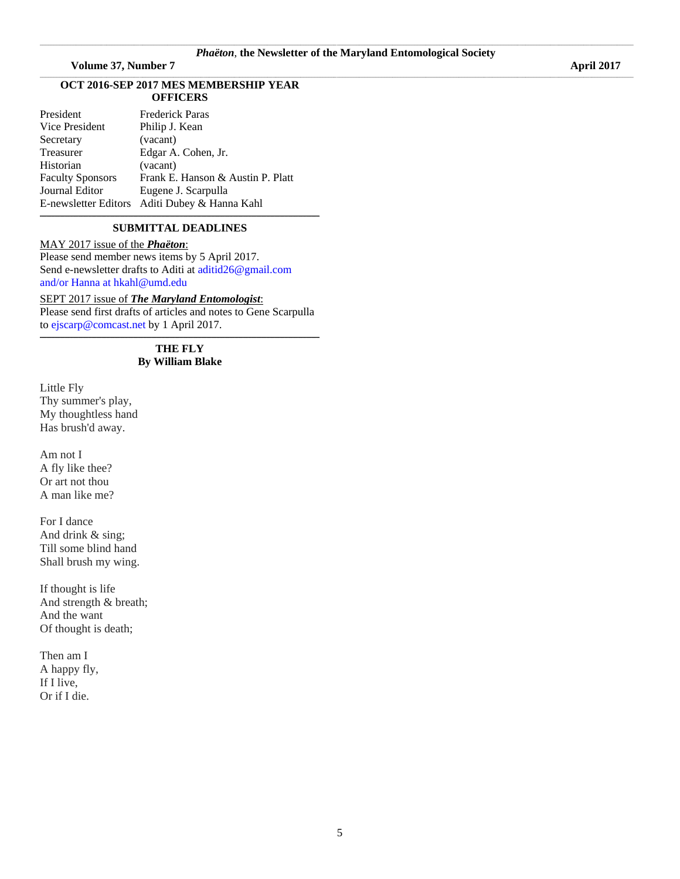## OCT 2016-SEP 2017 MES MEMBERSHIP YEAR OFFICERS

| | |
|---|---|
| President | Frederick Paras |
| Vice President | Philip J. Kean |
| Secretary | (vacant) |
| Treasurer | Edgar A. Cohen, Jr. |
| Historian | (vacant) |
| Faculty Sponsors | Frank E. Hanson & Austin P. Platt |
| Journal Editor | Eugene J. Scarpulla |
| E-newsletter Editors | Aditi Dubey & Hanna Kahl |

## SUBMITTAL DEADLINES

MAY 2017 issue of the ***Phaëton***:
Please send member news items by 5 April 2017.
Send e-newsletter drafts to Aditi at aditid26@gmail.com and/or Hanna at hkahl@umd.edu

SEPT 2017 issue of ***The Maryland Entomologist***:
Please send first drafts of articles and notes to Gene Scarpulla to ejscarp@comcast.net by 1 April 2017.

## THE FLY
**By William Blake**

Little Fly
Thy summer's play,
My thoughtless hand
Has brush'd away.

Am not I
A fly like thee?
Or art not thou
A man like me?

For I dance
And drink & sing;
Till some blind hand
Shall brush my wing.

If thought is life
And strength & breath;
And the want
Of thought is death;

Then am I
A happy fly,
If I live,
Or if I die.